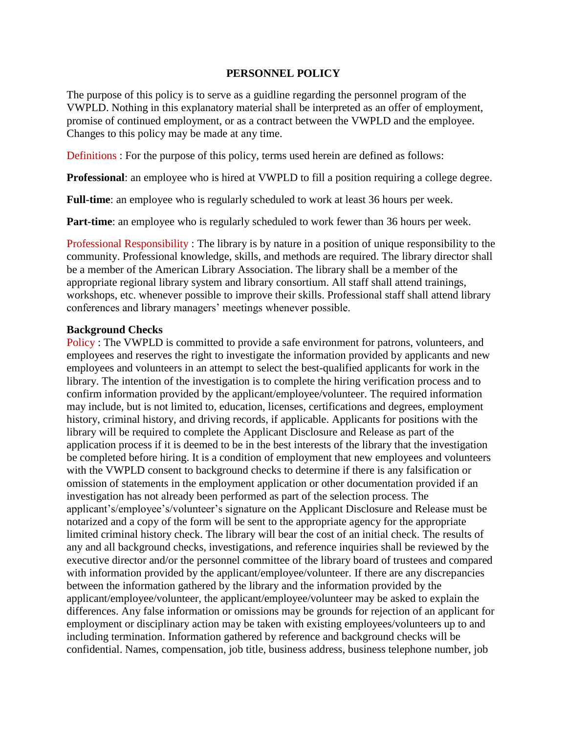**PERSONNEL POLICY**

The purpose of this policy is to serve as a guidline regarding the personnel program of the VWPLD. Nothing in this explanatory material shall be interpreted as an offer of employment, promise of continued employment, or as a contract between the VWPLD and the employee. Changes to this policy may be made at any time.

Definitions : For the purpose of this policy, terms used herein are defined as follows:

**Professional**: an employee who is hired at VWPLD to fill a position requiring a college degree.

**Full-time**: an employee who is regularly scheduled to work at least 36 hours per week.

**Part-time**: an employee who is regularly scheduled to work fewer than 36 hours per week.

Professional Responsibility : The library is by nature in a position of unique responsibility to the community. Professional knowledge, skills, and methods are required. The library director shall be a member of the American Library Association. The library shall be a member of the appropriate regional library system and library consortium. All staff shall attend trainings, workshops, etc. whenever possible to improve their skills. Professional staff shall attend library conferences and library managers' meetings whenever possible.

**Background Checks**

Policy : The VWPLD is committed to provide a safe environment for patrons, volunteers, and employees and reserves the right to investigate the information provided by applicants and new employees and volunteers in an attempt to select the best-qualified applicants for work in the library. The intention of the investigation is to complete the hiring verification process and to confirm information provided by the applicant/employee/volunteer. The required information may include, but is not limited to, education, licenses, certifications and degrees, employment history, criminal history, and driving records, if applicable. Applicants for positions with the library will be required to complete the Applicant Disclosure and Release as part of the application process if it is deemed to be in the best interests of the library that the investigation be completed before hiring. It is a condition of employment that new employees and volunteers with the VWPLD consent to background checks to determine if there is any falsification or omission of statements in the employment application or other documentation provided if an investigation has not already been performed as part of the selection process. The applicant's/employee's/volunteer's signature on the Applicant Disclosure and Release must be notarized and a copy of the form will be sent to the appropriate agency for the appropriate limited criminal history check. The library will bear the cost of an initial check. The results of any and all background checks, investigations, and reference inquiries shall be reviewed by the executive director and/or the personnel committee of the library board of trustees and compared with information provided by the applicant/employee/volunteer. If there are any discrepancies between the information gathered by the library and the information provided by the applicant/employee/volunteer, the applicant/employee/volunteer may be asked to explain the differences. Any false information or omissions may be grounds for rejection of an applicant for employment or disciplinary action may be taken with existing employees/volunteers up to and including termination. Information gathered by reference and background checks will be confidential. Names, compensation, job title, business address, business telephone number, job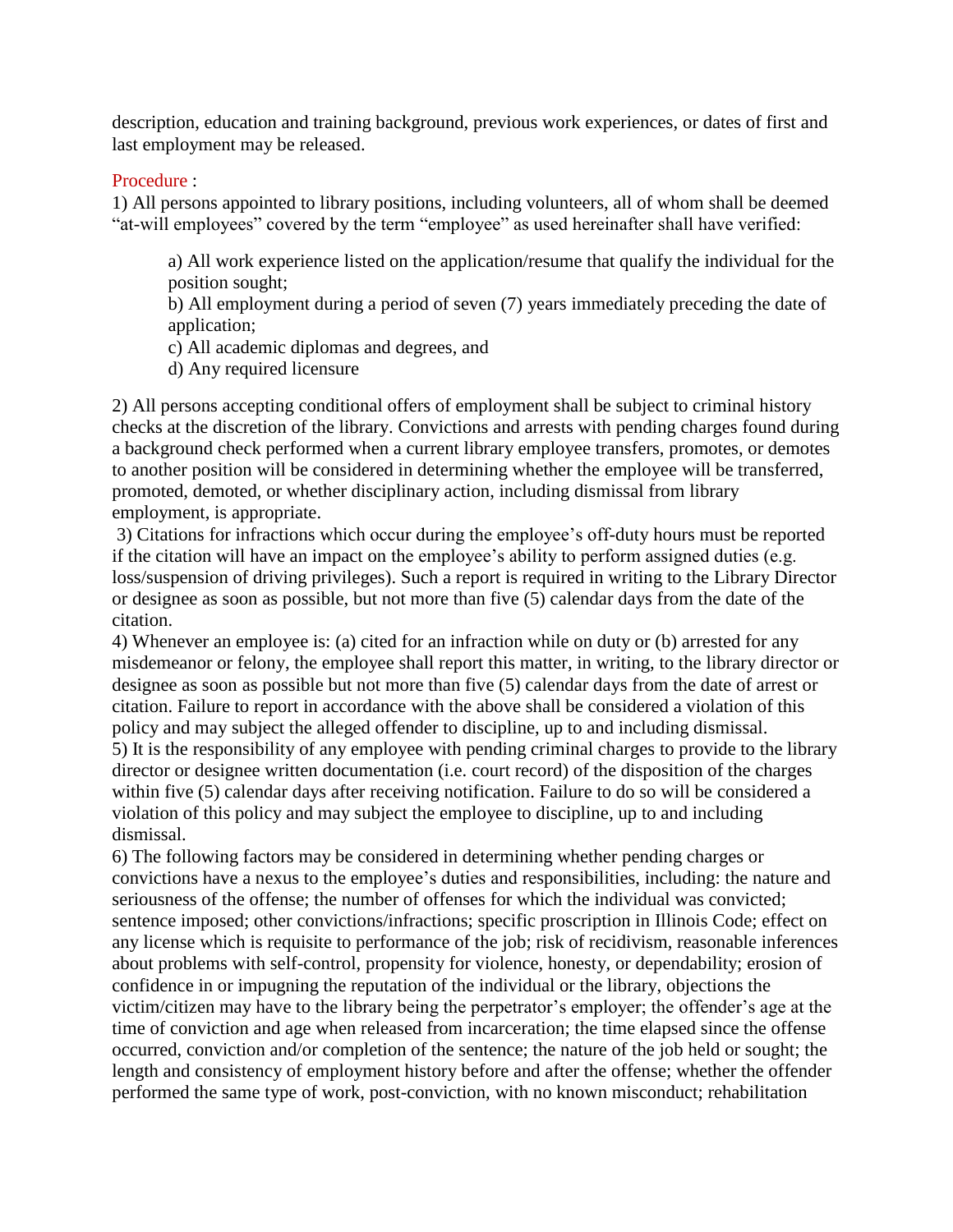description, education and training background, previous work experiences, or dates of first and last employment may be released.

Procedure :

1) All persons appointed to library positions, including volunteers, all of whom shall be deemed "at-will employees" covered by the term "employee" as used hereinafter shall have verified:

> a) All work experience listed on the application/resume that qualify the individual for the position sought;
> b) All employment during a period of seven (7) years immediately preceding the date of application;
> c) All academic diplomas and degrees, and
> d) Any required licensure

2) All persons accepting conditional offers of employment shall be subject to criminal history checks at the discretion of the library. Convictions and arrests with pending charges found during a background check performed when a current library employee transfers, promotes, or demotes to another position will be considered in determining whether the employee will be transferred, promoted, demoted, or whether disciplinary action, including dismissal from library employment, is appropriate.

3) Citations for infractions which occur during the employee's off-duty hours must be reported if the citation will have an impact on the employee's ability to perform assigned duties (e.g. loss/suspension of driving privileges). Such a report is required in writing to the Library Director or designee as soon as possible, but not more than five (5) calendar days from the date of the citation.

4) Whenever an employee is: (a) cited for an infraction while on duty or (b) arrested for any misdemeanor or felony, the employee shall report this matter, in writing, to the library director or designee as soon as possible but not more than five (5) calendar days from the date of arrest or citation. Failure to report in accordance with the above shall be considered a violation of this policy and may subject the alleged offender to discipline, up to and including dismissal.

5) It is the responsibility of any employee with pending criminal charges to provide to the library director or designee written documentation (i.e. court record) of the disposition of the charges within five (5) calendar days after receiving notification. Failure to do so will be considered a violation of this policy and may subject the employee to discipline, up to and including dismissal.

6) The following factors may be considered in determining whether pending charges or convictions have a nexus to the employee's duties and responsibilities, including: the nature and seriousness of the offense; the number of offenses for which the individual was convicted; sentence imposed; other convictions/infractions; specific proscription in Illinois Code; effect on any license which is requisite to performance of the job; risk of recidivism, reasonable inferences about problems with self-control, propensity for violence, honesty, or dependability; erosion of confidence in or impugning the reputation of the individual or the library, objections the victim/citizen may have to the library being the perpetrator's employer; the offender's age at the time of conviction and age when released from incarceration; the time elapsed since the offense occurred, conviction and/or completion of the sentence; the nature of the job held or sought; the length and consistency of employment history before and after the offense; whether the offender performed the same type of work, post-conviction, with no known misconduct; rehabilitation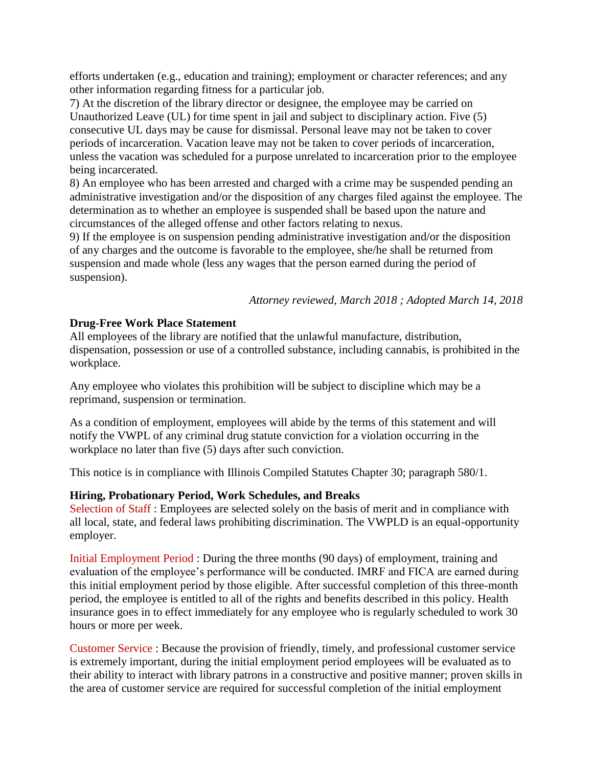efforts undertaken (e.g., education and training); employment or character references; and any other information regarding fitness for a particular job.

7) At the discretion of the library director or designee, the employee may be carried on Unauthorized Leave (UL) for time spent in jail and subject to disciplinary action. Five (5) consecutive UL days may be cause for dismissal. Personal leave may not be taken to cover periods of incarceration. Vacation leave may not be taken to cover periods of incarceration, unless the vacation was scheduled for a purpose unrelated to incarceration prior to the employee being incarcerated.

8) An employee who has been arrested and charged with a crime may be suspended pending an administrative investigation and/or the disposition of any charges filed against the employee. The determination as to whether an employee is suspended shall be based upon the nature and circumstances of the alleged offense and other factors relating to nexus.

9) If the employee is on suspension pending administrative investigation and/or the disposition of any charges and the outcome is favorable to the employee, she/he shall be returned from suspension and made whole (less any wages that the person earned during the period of suspension).

*Attorney reviewed, March 2018 ; Adopted March 14, 2018*

**Drug-Free Work Place Statement**

All employees of the library are notified that the unlawful manufacture, distribution, dispensation, possession or use of a controlled substance, including cannabis, is prohibited in the workplace.

Any employee who violates this prohibition will be subject to discipline which may be a reprimand, suspension or termination.

As a condition of employment, employees will abide by the terms of this statement and will notify the VWPL of any criminal drug statute conviction for a violation occurring in the workplace no later than five (5) days after such conviction.

This notice is in compliance with Illinois Compiled Statutes Chapter 30; paragraph 580/1.

**Hiring, Probationary Period, Work Schedules, and Breaks**

Selection of Staff : Employees are selected solely on the basis of merit and in compliance with all local, state, and federal laws prohibiting discrimination. The VWPLD is an equal-opportunity employer.

Initial Employment Period : During the three months (90 days) of employment, training and evaluation of the employee's performance will be conducted. IMRF and FICA are earned during this initial employment period by those eligible. After successful completion of this three-month period, the employee is entitled to all of the rights and benefits described in this policy. Health insurance goes in to effect immediately for any employee who is regularly scheduled to work 30 hours or more per week.

Customer Service : Because the provision of friendly, timely, and professional customer service is extremely important, during the initial employment period employees will be evaluated as to their ability to interact with library patrons in a constructive and positive manner; proven skills in the area of customer service are required for successful completion of the initial employment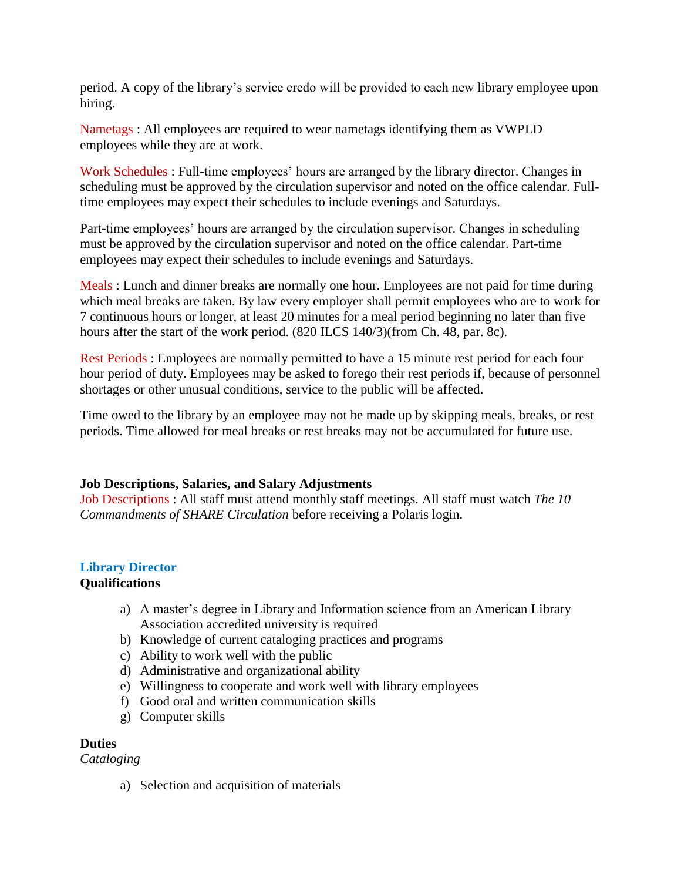period. A copy of the library's service credo will be provided to each new library employee upon hiring.

Nametags : All employees are required to wear nametags identifying them as VWPLD employees while they are at work.

Work Schedules : Full-time employees' hours are arranged by the library director. Changes in scheduling must be approved by the circulation supervisor and noted on the office calendar. Full-time employees may expect their schedules to include evenings and Saturdays.

Part-time employees' hours are arranged by the circulation supervisor. Changes in scheduling must be approved by the circulation supervisor and noted on the office calendar. Part-time employees may expect their schedules to include evenings and Saturdays.

Meals : Lunch and dinner breaks are normally one hour. Employees are not paid for time during which meal breaks are taken. By law every employer shall permit employees who are to work for 7 continuous hours or longer, at least 20 minutes for a meal period beginning no later than five hours after the start of the work period. (820 ILCS 140/3)(from Ch. 48, par. 8c).

Rest Periods : Employees are normally permitted to have a 15 minute rest period for each four hour period of duty. Employees may be asked to forego their rest periods if, because of personnel shortages or other unusual conditions, service to the public will be affected.

Time owed to the library by an employee may not be made up by skipping meals, breaks, or rest periods. Time allowed for meal breaks or rest breaks may not be accumulated for future use.

## Job Descriptions, Salaries, and Salary Adjustments

Job Descriptions : All staff must attend monthly staff meetings. All staff must watch *The 10 Commandments of SHARE Circulation* before receiving a Polaris login.

### Library Director

**Qualifications**

a) A master's degree in Library and Information science from an American Library Association accredited university is required
b) Knowledge of current cataloging practices and programs
c) Ability to work well with the public
d) Administrative and organizational ability
e) Willingness to cooperate and work well with library employees
f) Good oral and written communication skills
g) Computer skills

**Duties**

*Cataloging*

a) Selection and acquisition of materials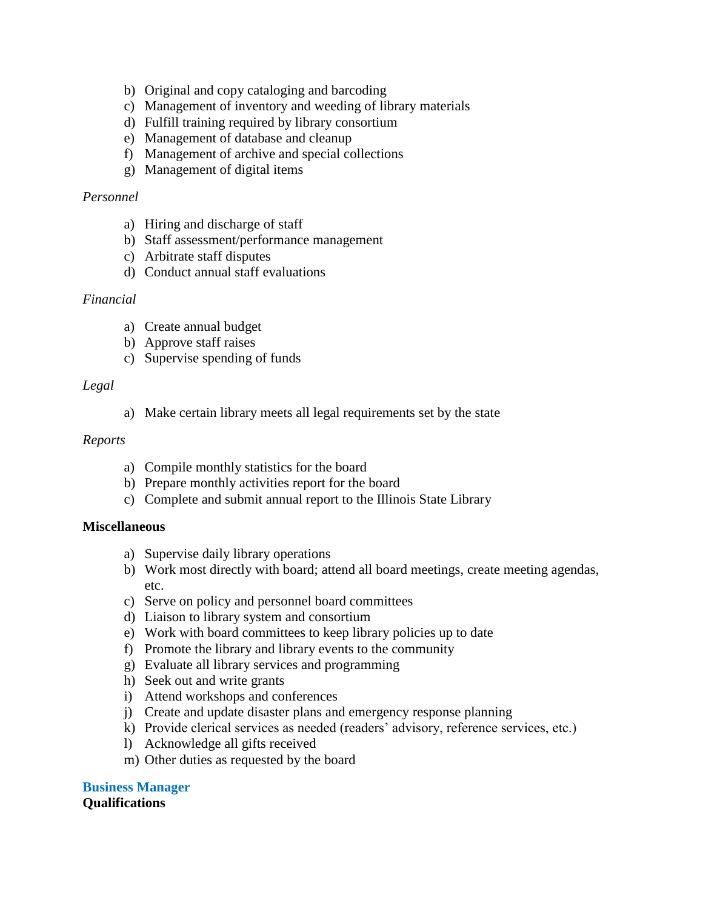b) Original and copy cataloging and barcoding
c) Management of inventory and weeding of library materials
d) Fulfill training required by library consortium
e) Management of database and cleanup
f) Management of archive and special collections
g) Management of digital items

*Personnel*

a) Hiring and discharge of staff
b) Staff assessment/performance management
c) Arbitrate staff disputes
d) Conduct annual staff evaluations

*Financial*

a) Create annual budget
b) Approve staff raises
c) Supervise spending of funds

*Legal*

a) Make certain library meets all legal requirements set by the state

*Reports*

a) Compile monthly statistics for the board
b) Prepare monthly activities report for the board
c) Complete and submit annual report to the Illinois State Library

**Miscellaneous**

a) Supervise daily library operations
b) Work most directly with board; attend all board meetings, create meeting agendas, etc.
c) Serve on policy and personnel board committees
d) Liaison to library system and consortium
e) Work with board committees to keep library policies up to date
f) Promote the library and library events to the community
g) Evaluate all library services and programming
h) Seek out and write grants
i) Attend workshops and conferences
j) Create and update disaster plans and emergency response planning
k) Provide clerical services as needed (readers' advisory, reference services, etc.)
l) Acknowledge all gifts received
m) Other duties as requested by the board

## Business Manager

**Qualifications**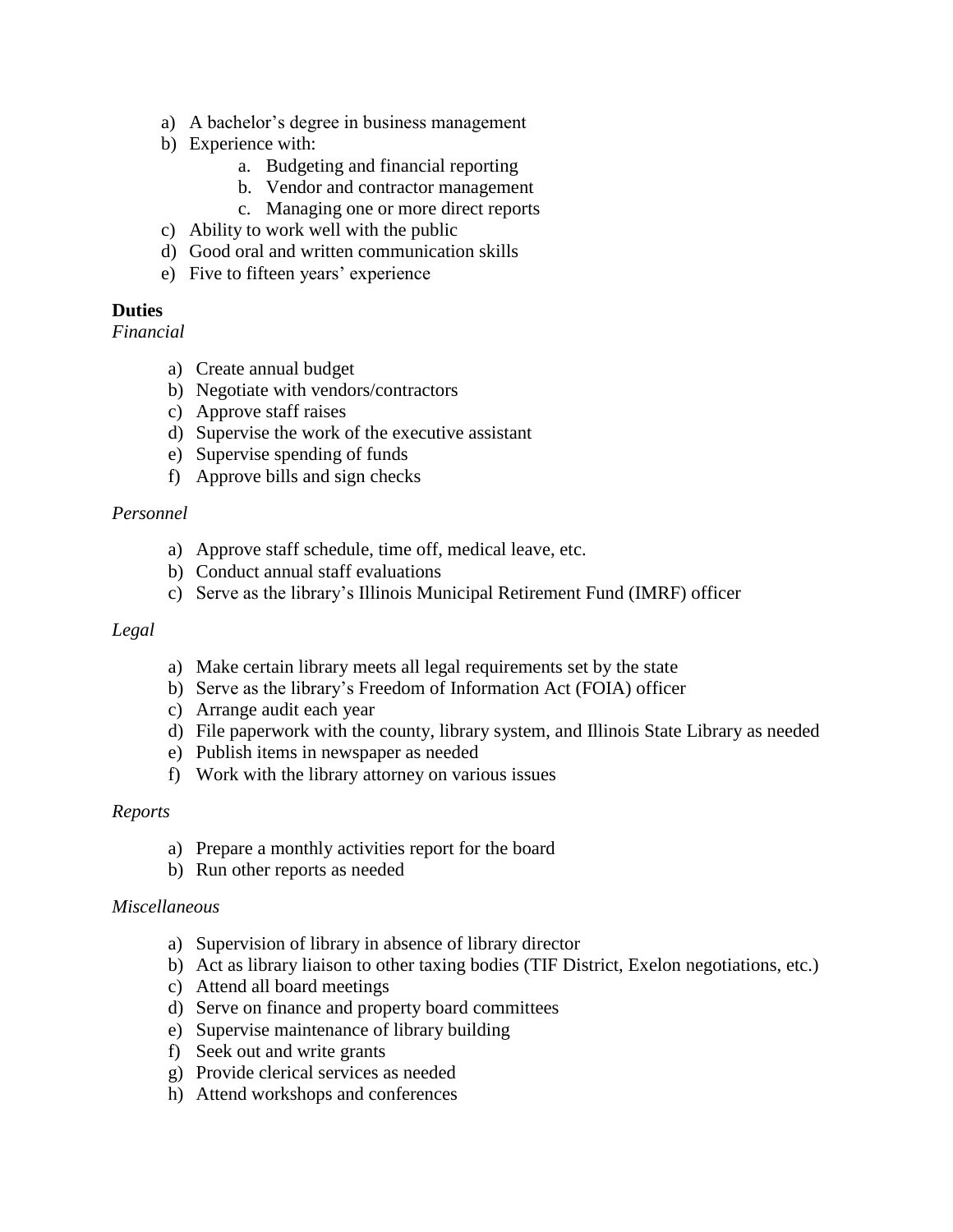a) A bachelor's degree in business management
b) Experience with:
    a. Budgeting and financial reporting
    b. Vendor and contractor management
    c. Managing one or more direct reports
c) Ability to work well with the public
d) Good oral and written communication skills
e) Five to fifteen years' experience

**Duties**

*Financial*

a) Create annual budget
b) Negotiate with vendors/contractors
c) Approve staff raises
d) Supervise the work of the executive assistant
e) Supervise spending of funds
f) Approve bills and sign checks

*Personnel*

a) Approve staff schedule, time off, medical leave, etc.
b) Conduct annual staff evaluations
c) Serve as the library's Illinois Municipal Retirement Fund (IMRF) officer

*Legal*

a) Make certain library meets all legal requirements set by the state
b) Serve as the library's Freedom of Information Act (FOIA) officer
c) Arrange audit each year
d) File paperwork with the county, library system, and Illinois State Library as needed
e) Publish items in newspaper as needed
f) Work with the library attorney on various issues

*Reports*

a) Prepare a monthly activities report for the board
b) Run other reports as needed

*Miscellaneous*

a) Supervision of library in absence of library director
b) Act as library liaison to other taxing bodies (TIF District, Exelon negotiations, etc.)
c) Attend all board meetings
d) Serve on finance and property board committees
e) Supervise maintenance of library building
f) Seek out and write grants
g) Provide clerical services as needed
h) Attend workshops and conferences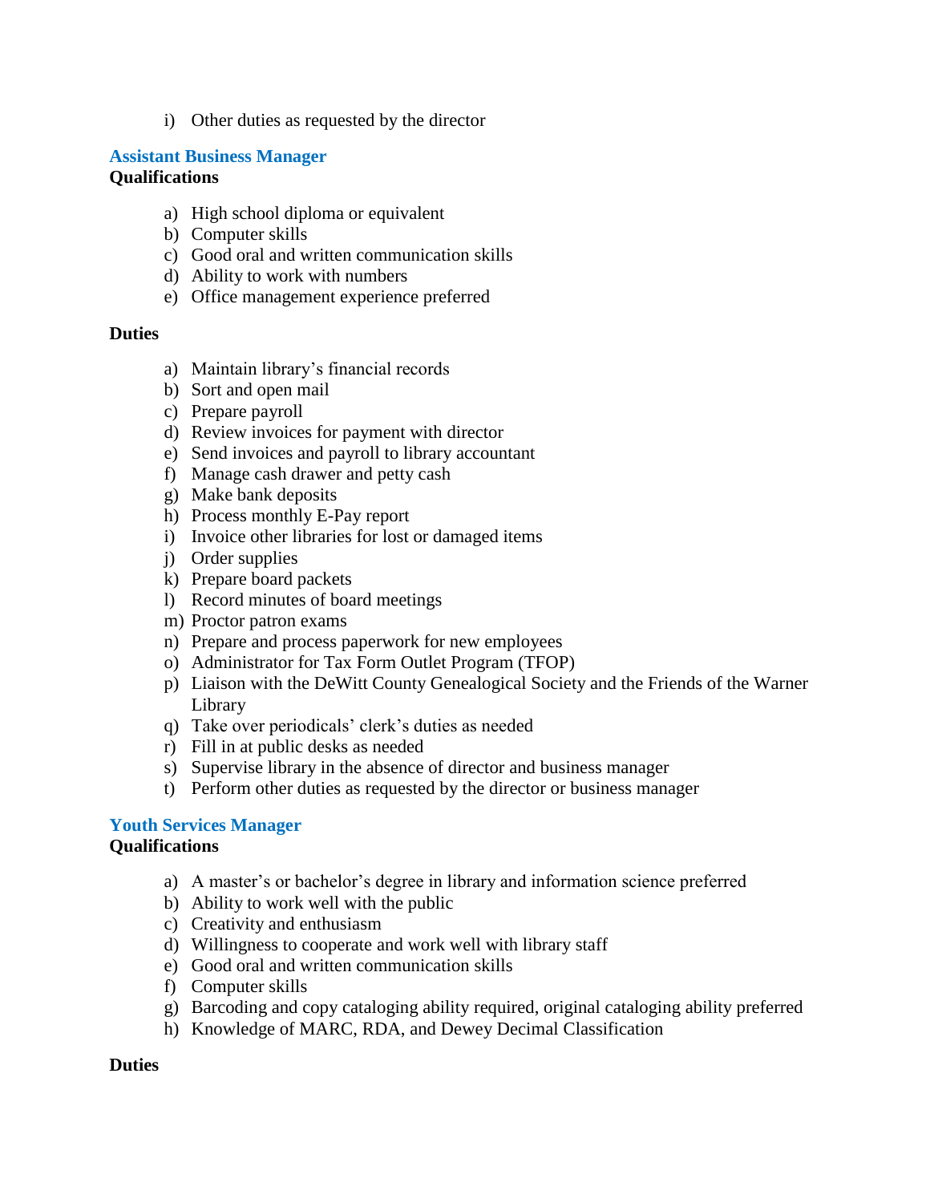i) Other duties as requested by the director

### Assistant Business Manager

**Qualifications**

a) High school diploma or equivalent
b) Computer skills
c) Good oral and written communication skills
d) Ability to work with numbers
e) Office management experience preferred

**Duties**

a) Maintain library's financial records
b) Sort and open mail
c) Prepare payroll
d) Review invoices for payment with director
e) Send invoices and payroll to library accountant
f) Manage cash drawer and petty cash
g) Make bank deposits
h) Process monthly E-Pay report
i) Invoice other libraries for lost or damaged items
j) Order supplies
k) Prepare board packets
l) Record minutes of board meetings
m) Proctor patron exams
n) Prepare and process paperwork for new employees
o) Administrator for Tax Form Outlet Program (TFOP)
p) Liaison with the DeWitt County Genealogical Society and the Friends of the Warner Library
q) Take over periodicals' clerk's duties as needed
r) Fill in at public desks as needed
s) Supervise library in the absence of director and business manager
t) Perform other duties as requested by the director or business manager

### Youth Services Manager

**Qualifications**

a) A master's or bachelor's degree in library and information science preferred
b) Ability to work well with the public
c) Creativity and enthusiasm
d) Willingness to cooperate and work well with library staff
e) Good oral and written communication skills
f) Computer skills
g) Barcoding and copy cataloging ability required, original cataloging ability preferred
h) Knowledge of MARC, RDA, and Dewey Decimal Classification

**Duties**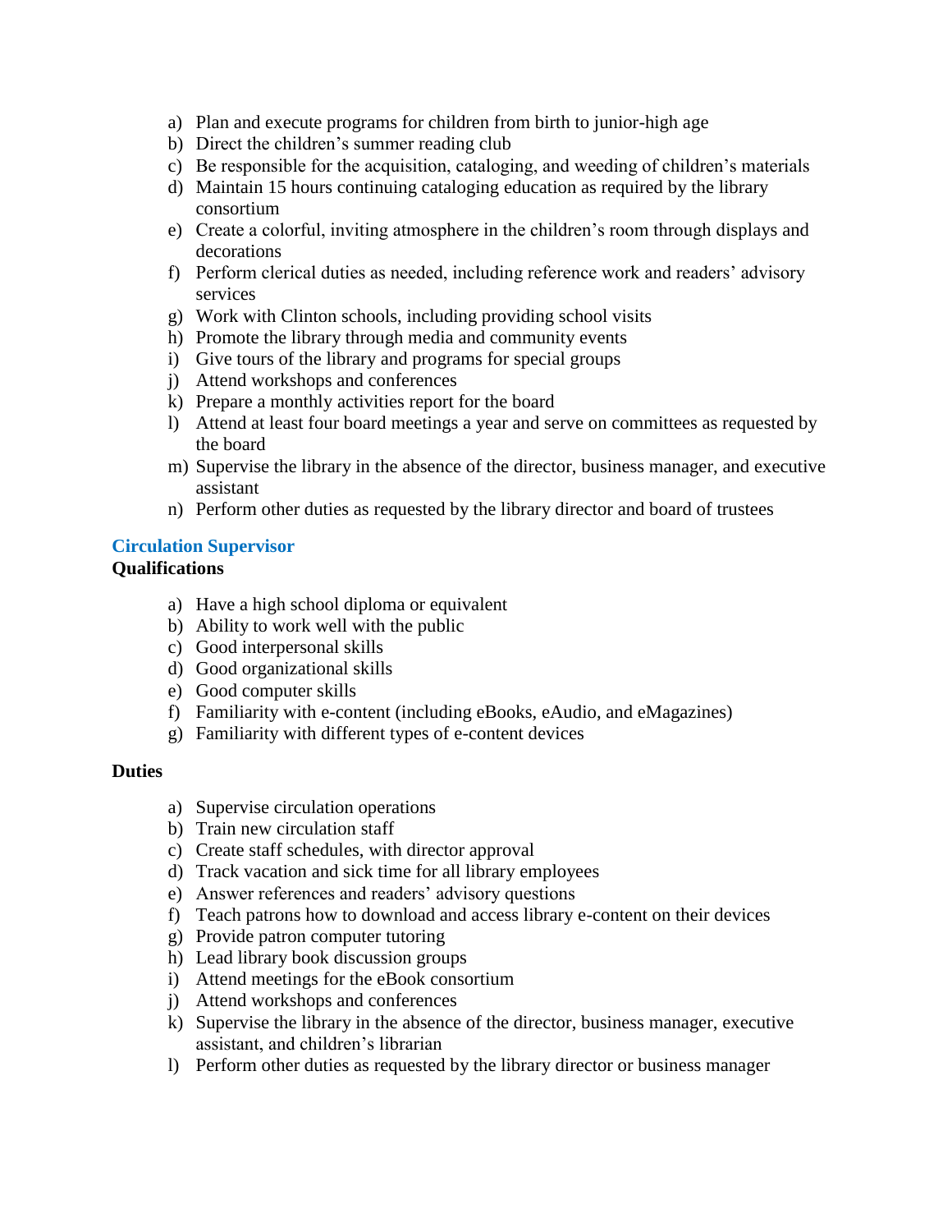a) Plan and execute programs for children from birth to junior-high age
b) Direct the children's summer reading club
c) Be responsible for the acquisition, cataloging, and weeding of children's materials
d) Maintain 15 hours continuing cataloging education as required by the library consortium
e) Create a colorful, inviting atmosphere in the children's room through displays and decorations
f) Perform clerical duties as needed, including reference work and readers' advisory services
g) Work with Clinton schools, including providing school visits
h) Promote the library through media and community events
i) Give tours of the library and programs for special groups
j) Attend workshops and conferences
k) Prepare a monthly activities report for the board
l) Attend at least four board meetings a year and serve on committees as requested by the board
m) Supervise the library in the absence of the director, business manager, and executive assistant
n) Perform other duties as requested by the library director and board of trustees

### Circulation Supervisor

**Qualifications**

a) Have a high school diploma or equivalent
b) Ability to work well with the public
c) Good interpersonal skills
d) Good organizational skills
e) Good computer skills
f) Familiarity with e-content (including eBooks, eAudio, and eMagazines)
g) Familiarity with different types of e-content devices

**Duties**

a) Supervise circulation operations
b) Train new circulation staff
c) Create staff schedules, with director approval
d) Track vacation and sick time for all library employees
e) Answer references and readers' advisory questions
f) Teach patrons how to download and access library e-content on their devices
g) Provide patron computer tutoring
h) Lead library book discussion groups
i) Attend meetings for the eBook consortium
j) Attend workshops and conferences
k) Supervise the library in the absence of the director, business manager, executive assistant, and children's librarian
l) Perform other duties as requested by the library director or business manager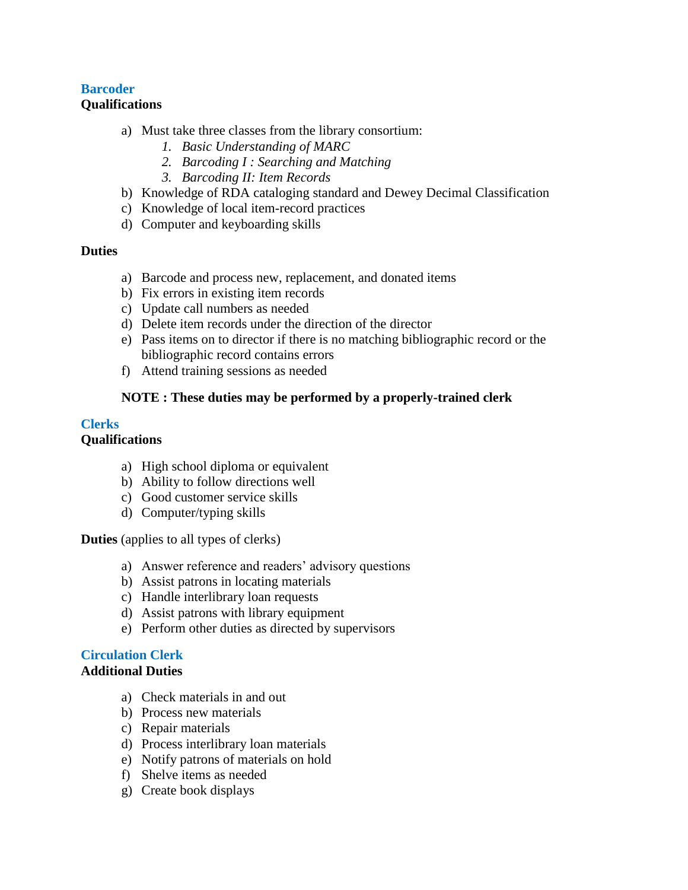## Barcoder

**Qualifications**

a) Must take three classes from the library consortium:
   1. *Basic Understanding of MARC*
   2. *Barcoding I : Searching and Matching*
   3. *Barcoding II: Item Records*

b) Knowledge of RDA cataloging standard and Dewey Decimal Classification

c) Knowledge of local item-record practices

d) Computer and keyboarding skills

**Duties**

a) Barcode and process new, replacement, and donated items

b) Fix errors in existing item records

c) Update call numbers as needed

d) Delete item records under the direction of the director

e) Pass items on to director if there is no matching bibliographic record or the bibliographic record contains errors

f) Attend training sessions as needed

**NOTE : These duties may be performed by a properly-trained clerk**

## Clerks

**Qualifications**

a) High school diploma or equivalent

b) Ability to follow directions well

c) Good customer service skills

d) Computer/typing skills

**Duties** (applies to all types of clerks)

a) Answer reference and readers' advisory questions

b) Assist patrons in locating materials

c) Handle interlibrary loan requests

d) Assist patrons with library equipment

e) Perform other duties as directed by supervisors

## Circulation Clerk

**Additional Duties**

a) Check materials in and out

b) Process new materials

c) Repair materials

d) Process interlibrary loan materials

e) Notify patrons of materials on hold

f) Shelve items as needed

g) Create book displays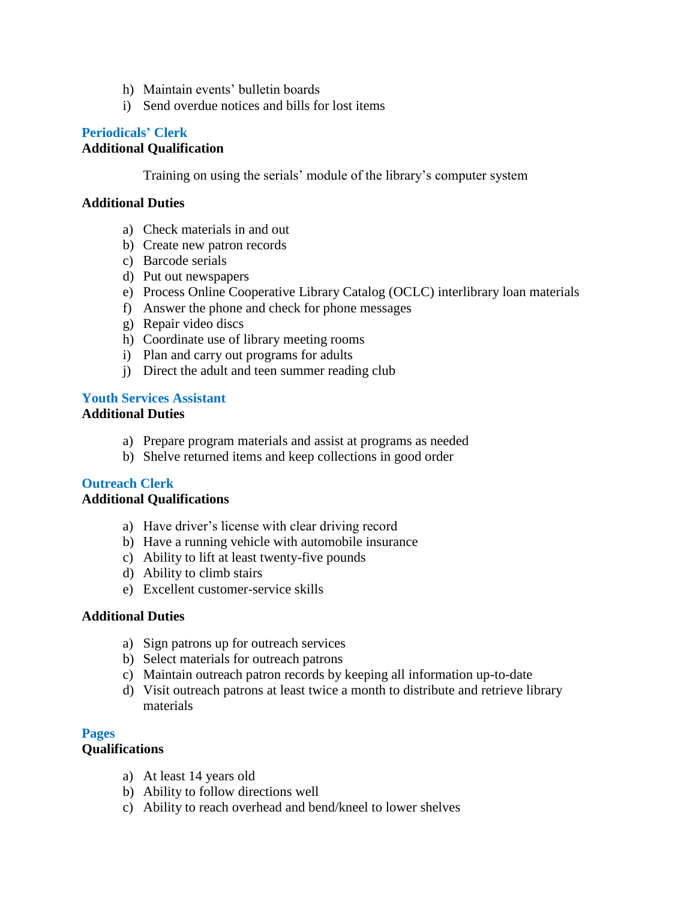h) Maintain events' bulletin boards
i) Send overdue notices and bills for lost items

### Periodicals' Clerk

**Additional Qualification**

Training on using the serials' module of the library's computer system

**Additional Duties**

a) Check materials in and out
b) Create new patron records
c) Barcode serials
d) Put out newspapers
e) Process Online Cooperative Library Catalog (OCLC) interlibrary loan materials
f) Answer the phone and check for phone messages
g) Repair video discs
h) Coordinate use of library meeting rooms
i) Plan and carry out programs for adults
j) Direct the adult and teen summer reading club

### Youth Services Assistant

**Additional Duties**

a) Prepare program materials and assist at programs as needed
b) Shelve returned items and keep collections in good order

### Outreach Clerk

**Additional Qualifications**

a) Have driver's license with clear driving record
b) Have a running vehicle with automobile insurance
c) Ability to lift at least twenty-five pounds
d) Ability to climb stairs
e) Excellent customer-service skills

**Additional Duties**

a) Sign patrons up for outreach services
b) Select materials for outreach patrons
c) Maintain outreach patron records by keeping all information up-to-date
d) Visit outreach patrons at least twice a month to distribute and retrieve library materials

### Pages

**Qualifications**

a) At least 14 years old
b) Ability to follow directions well
c) Ability to reach overhead and bend/kneel to lower shelves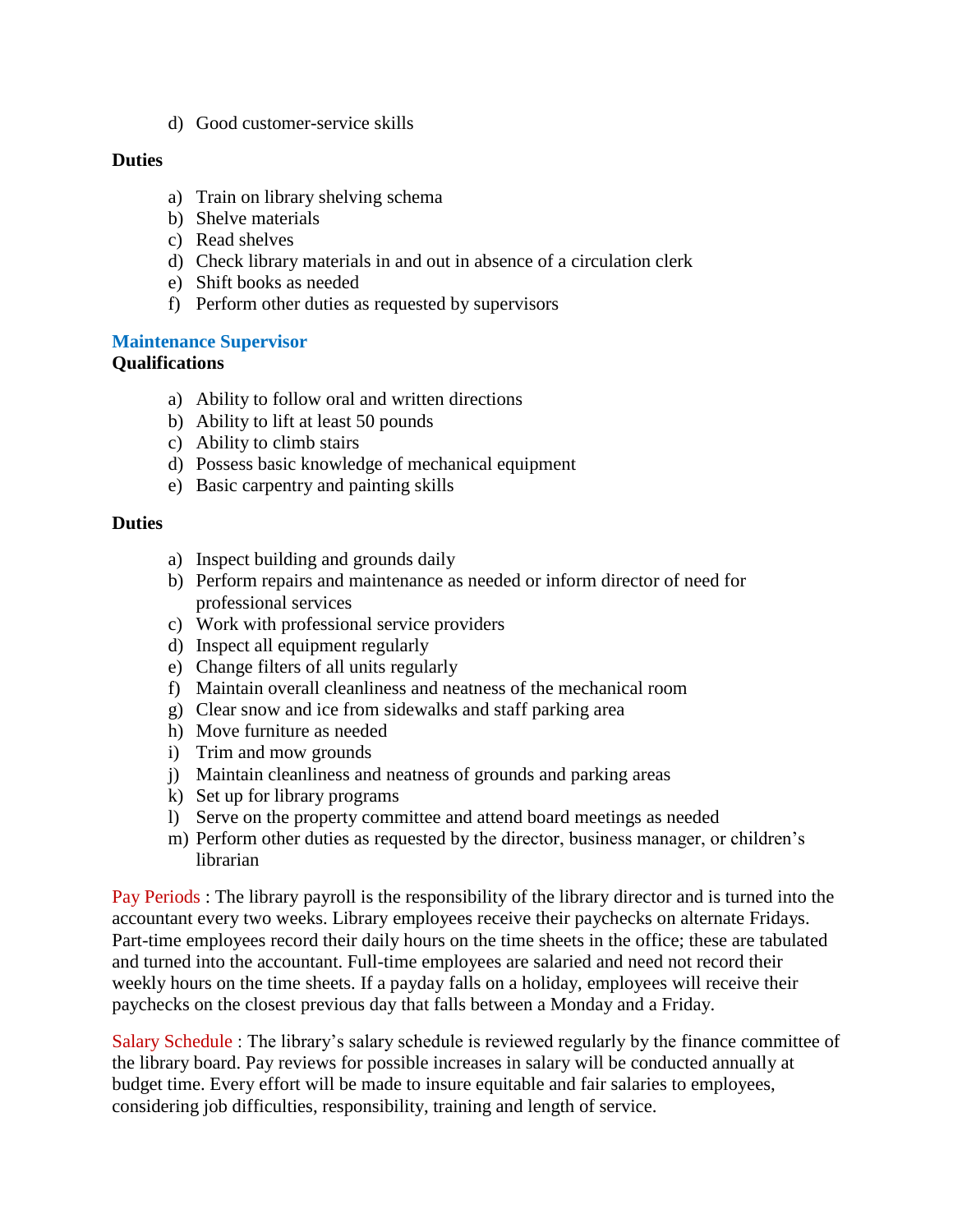d) Good customer-service skills

**Duties**

a) Train on library shelving schema
b) Shelve materials
c) Read shelves
d) Check library materials in and out in absence of a circulation clerk
e) Shift books as needed
f) Perform other duties as requested by supervisors

### Maintenance Supervisor

**Qualifications**

a) Ability to follow oral and written directions
b) Ability to lift at least 50 pounds
c) Ability to climb stairs
d) Possess basic knowledge of mechanical equipment
e) Basic carpentry and painting skills

**Duties**

a) Inspect building and grounds daily
b) Perform repairs and maintenance as needed or inform director of need for professional services
c) Work with professional service providers
d) Inspect all equipment regularly
e) Change filters of all units regularly
f) Maintain overall cleanliness and neatness of the mechanical room
g) Clear snow and ice from sidewalks and staff parking area
h) Move furniture as needed
i) Trim and mow grounds
j) Maintain cleanliness and neatness of grounds and parking areas
k) Set up for library programs
l) Serve on the property committee and attend board meetings as needed
m) Perform other duties as requested by the director, business manager, or children's librarian

Pay Periods : The library payroll is the responsibility of the library director and is turned into the accountant every two weeks. Library employees receive their paychecks on alternate Fridays. Part-time employees record their daily hours on the time sheets in the office; these are tabulated and turned into the accountant. Full-time employees are salaried and need not record their weekly hours on the time sheets. If a payday falls on a holiday, employees will receive their paychecks on the closest previous day that falls between a Monday and a Friday.

Salary Schedule : The library's salary schedule is reviewed regularly by the finance committee of the library board. Pay reviews for possible increases in salary will be conducted annually at budget time. Every effort will be made to insure equitable and fair salaries to employees, considering job difficulties, responsibility, training and length of service.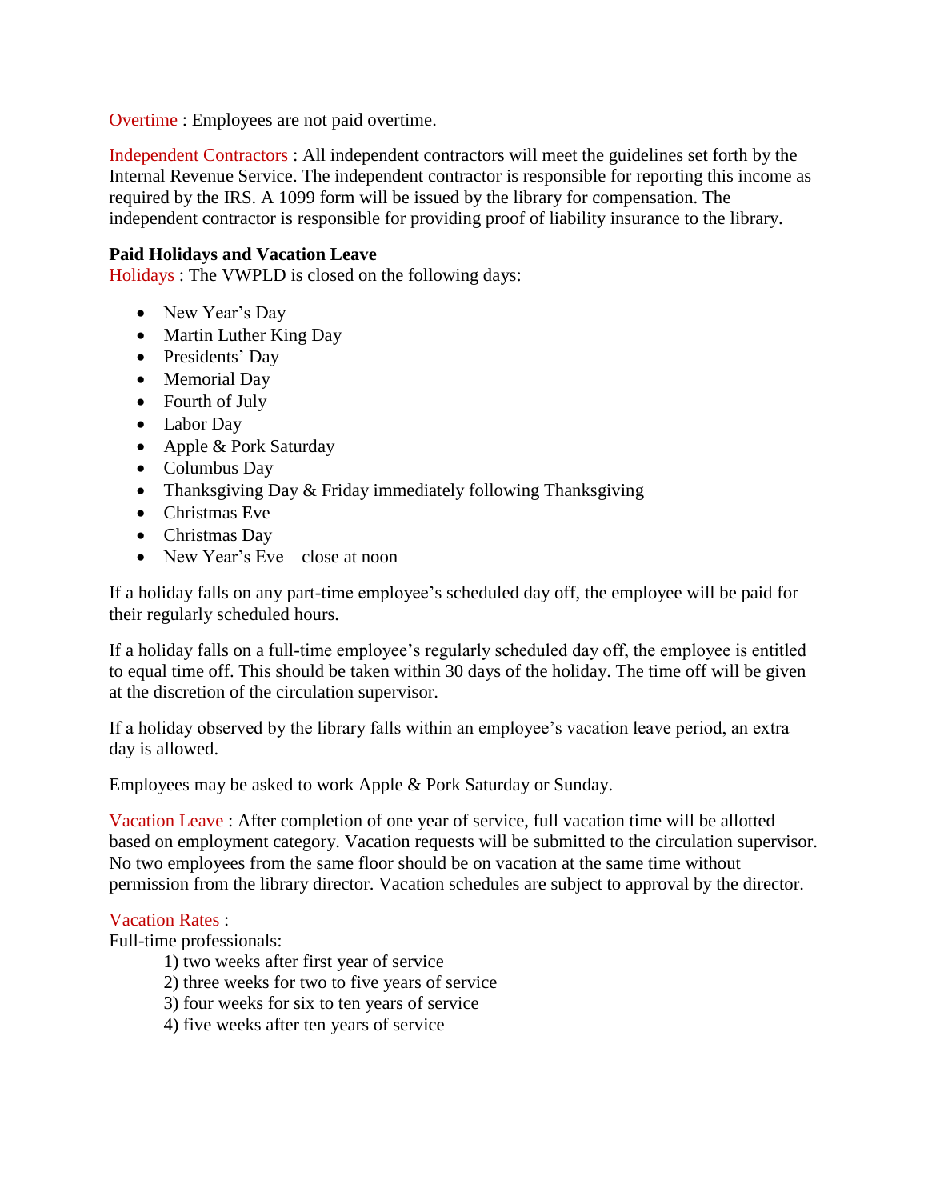Overtime : Employees are not paid overtime.

Independent Contractors : All independent contractors will meet the guidelines set forth by the Internal Revenue Service. The independent contractor is responsible for reporting this income as required by the IRS. A 1099 form will be issued by the library for compensation. The independent contractor is responsible for providing proof of liability insurance to the library.

**Paid Holidays and Vacation Leave**

Holidays : The VWPLD is closed on the following days:

- New Year's Day
- Martin Luther King Day
- Presidents' Day
- Memorial Day
- Fourth of July
- Labor Day
- Apple & Pork Saturday
- Columbus Day
- Thanksgiving Day & Friday immediately following Thanksgiving
- Christmas Eve
- Christmas Day
- New Year's Eve – close at noon

If a holiday falls on any part-time employee's scheduled day off, the employee will be paid for their regularly scheduled hours.

If a holiday falls on a full-time employee's regularly scheduled day off, the employee is entitled to equal time off. This should be taken within 30 days of the holiday. The time off will be given at the discretion of the circulation supervisor.

If a holiday observed by the library falls within an employee's vacation leave period, an extra day is allowed.

Employees may be asked to work Apple & Pork Saturday or Sunday.

Vacation Leave : After completion of one year of service, full vacation time will be allotted based on employment category. Vacation requests will be submitted to the circulation supervisor. No two employees from the same floor should be on vacation at the same time without permission from the library director. Vacation schedules are subject to approval by the director.

Vacation Rates :

Full-time professionals:

1) two weeks after first year of service
2) three weeks for two to five years of service
3) four weeks for six to ten years of service
4) five weeks after ten years of service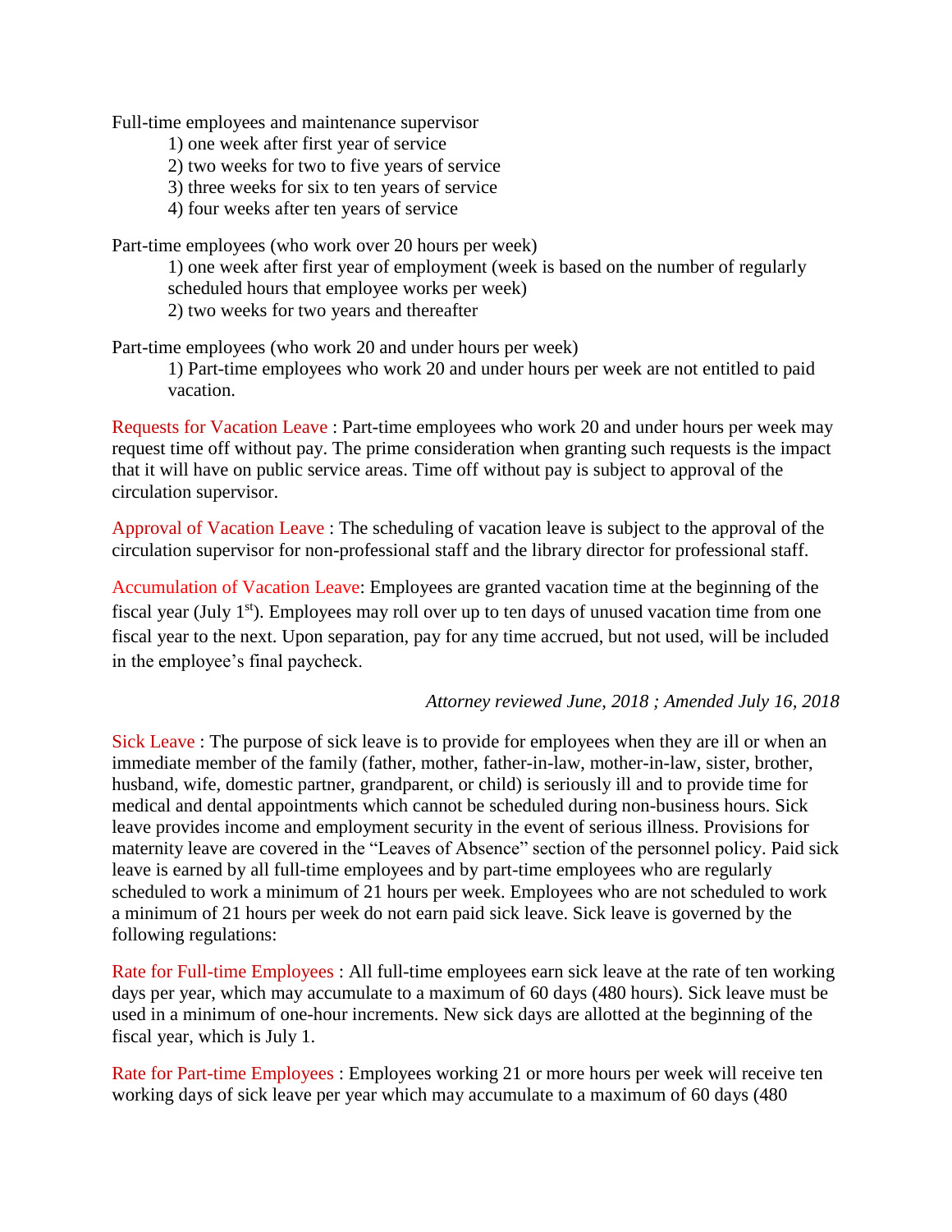Full-time employees and maintenance supervisor

1) one week after first year of service
2) two weeks for two to five years of service
3) three weeks for six to ten years of service
4) four weeks after ten years of service

Part-time employees (who work over 20 hours per week)

1) one week after first year of employment (week is based on the number of regularly scheduled hours that employee works per week)
2) two weeks for two years and thereafter

Part-time employees (who work 20 and under hours per week)

1) Part-time employees who work 20 and under hours per week are not entitled to paid vacation.

Requests for Vacation Leave : Part-time employees who work 20 and under hours per week may request time off without pay. The prime consideration when granting such requests is the impact that it will have on public service areas. Time off without pay is subject to approval of the circulation supervisor.

Approval of Vacation Leave : The scheduling of vacation leave is subject to the approval of the circulation supervisor for non-professional staff and the library director for professional staff.

Accumulation of Vacation Leave: Employees are granted vacation time at the beginning of the fiscal year (July 1st). Employees may roll over up to ten days of unused vacation time from one fiscal year to the next. Upon separation, pay for any time accrued, but not used, will be included in the employee's final paycheck.

*Attorney reviewed June, 2018 ; Amended July 16, 2018*

Sick Leave : The purpose of sick leave is to provide for employees when they are ill or when an immediate member of the family (father, mother, father-in-law, mother-in-law, sister, brother, husband, wife, domestic partner, grandparent, or child) is seriously ill and to provide time for medical and dental appointments which cannot be scheduled during non-business hours. Sick leave provides income and employment security in the event of serious illness. Provisions for maternity leave are covered in the "Leaves of Absence" section of the personnel policy. Paid sick leave is earned by all full-time employees and by part-time employees who are regularly scheduled to work a minimum of 21 hours per week. Employees who are not scheduled to work a minimum of 21 hours per week do not earn paid sick leave. Sick leave is governed by the following regulations:

Rate for Full-time Employees : All full-time employees earn sick leave at the rate of ten working days per year, which may accumulate to a maximum of 60 days (480 hours). Sick leave must be used in a minimum of one-hour increments. New sick days are allotted at the beginning of the fiscal year, which is July 1.

Rate for Part-time Employees : Employees working 21 or more hours per week will receive ten working days of sick leave per year which may accumulate to a maximum of 60 days (480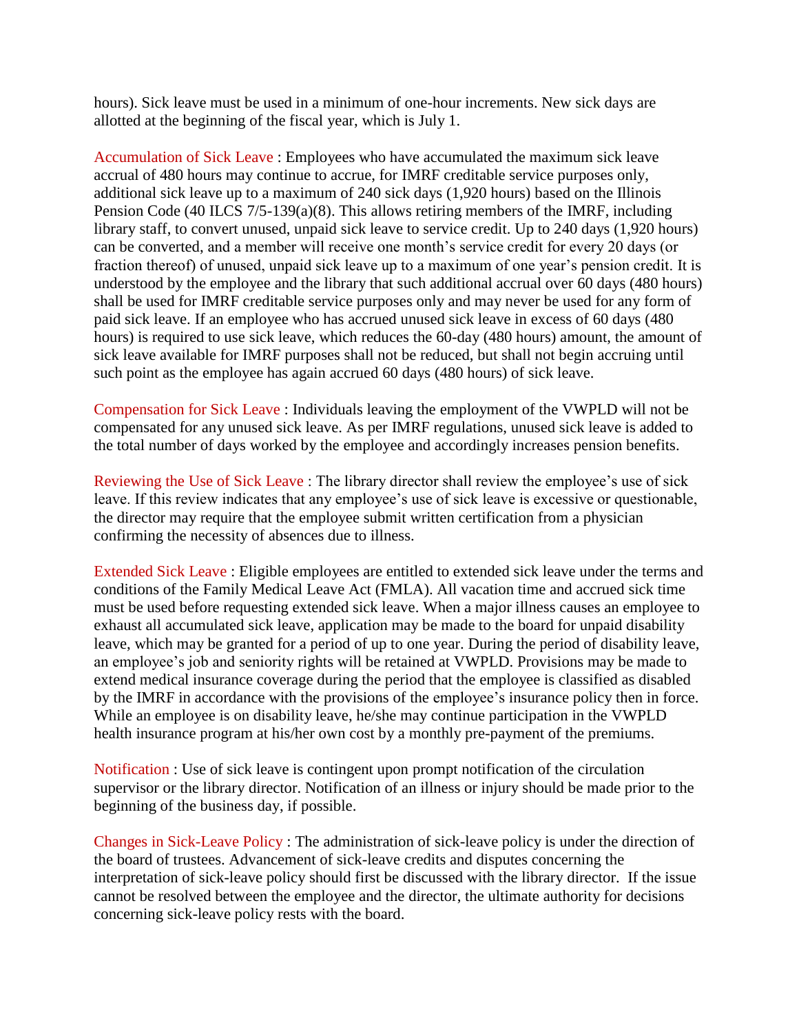hours). Sick leave must be used in a minimum of one-hour increments. New sick days are allotted at the beginning of the fiscal year, which is July 1.

Accumulation of Sick Leave : Employees who have accumulated the maximum sick leave accrual of 480 hours may continue to accrue, for IMRF creditable service purposes only, additional sick leave up to a maximum of 240 sick days (1,920 hours) based on the Illinois Pension Code (40 ILCS 7/5-139(a)(8). This allows retiring members of the IMRF, including library staff, to convert unused, unpaid sick leave to service credit. Up to 240 days (1,920 hours) can be converted, and a member will receive one month's service credit for every 20 days (or fraction thereof) of unused, unpaid sick leave up to a maximum of one year's pension credit. It is understood by the employee and the library that such additional accrual over 60 days (480 hours) shall be used for IMRF creditable service purposes only and may never be used for any form of paid sick leave. If an employee who has accrued unused sick leave in excess of 60 days (480 hours) is required to use sick leave, which reduces the 60-day (480 hours) amount, the amount of sick leave available for IMRF purposes shall not be reduced, but shall not begin accruing until such point as the employee has again accrued 60 days (480 hours) of sick leave.

Compensation for Sick Leave : Individuals leaving the employment of the VWPLD will not be compensated for any unused sick leave. As per IMRF regulations, unused sick leave is added to the total number of days worked by the employee and accordingly increases pension benefits.

Reviewing the Use of Sick Leave : The library director shall review the employee's use of sick leave. If this review indicates that any employee's use of sick leave is excessive or questionable, the director may require that the employee submit written certification from a physician confirming the necessity of absences due to illness.

Extended Sick Leave : Eligible employees are entitled to extended sick leave under the terms and conditions of the Family Medical Leave Act (FMLA). All vacation time and accrued sick time must be used before requesting extended sick leave. When a major illness causes an employee to exhaust all accumulated sick leave, application may be made to the board for unpaid disability leave, which may be granted for a period of up to one year. During the period of disability leave, an employee's job and seniority rights will be retained at VWPLD. Provisions may be made to extend medical insurance coverage during the period that the employee is classified as disabled by the IMRF in accordance with the provisions of the employee's insurance policy then in force. While an employee is on disability leave, he/she may continue participation in the VWPLD health insurance program at his/her own cost by a monthly pre-payment of the premiums.

Notification : Use of sick leave is contingent upon prompt notification of the circulation supervisor or the library director. Notification of an illness or injury should be made prior to the beginning of the business day, if possible.

Changes in Sick-Leave Policy : The administration of sick-leave policy is under the direction of the board of trustees. Advancement of sick-leave credits and disputes concerning the interpretation of sick-leave policy should first be discussed with the library director. If the issue cannot be resolved between the employee and the director, the ultimate authority for decisions concerning sick-leave policy rests with the board.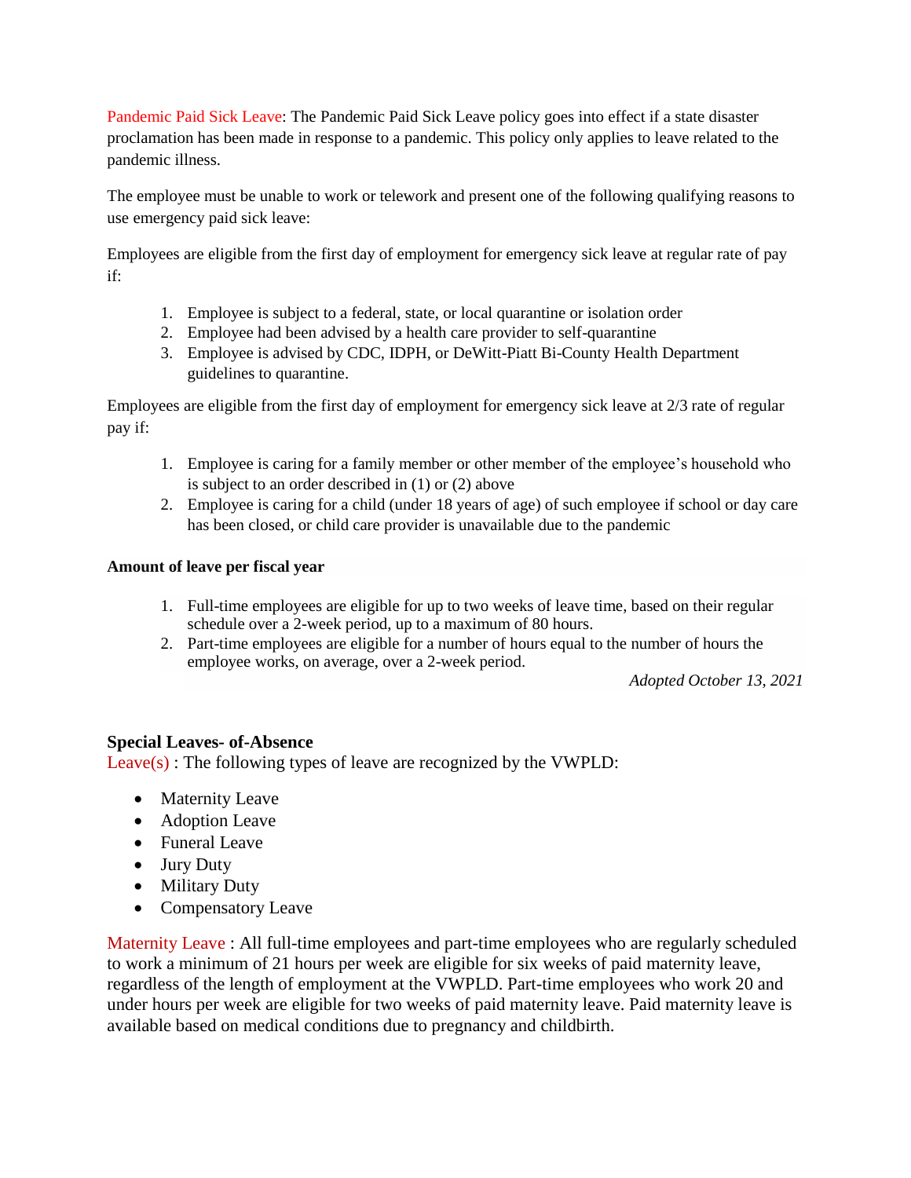Pandemic Paid Sick Leave: The Pandemic Paid Sick Leave policy goes into effect if a state disaster proclamation has been made in response to a pandemic. This policy only applies to leave related to the pandemic illness.

The employee must be unable to work or telework and present one of the following qualifying reasons to use emergency paid sick leave:

Employees are eligible from the first day of employment for emergency sick leave at regular rate of pay if:

1. Employee is subject to a federal, state, or local quarantine or isolation order
2. Employee had been advised by a health care provider to self-quarantine
3. Employee is advised by CDC, IDPH, or DeWitt-Piatt Bi-County Health Department guidelines to quarantine.

Employees are eligible from the first day of employment for emergency sick leave at 2/3 rate of regular pay if:

1. Employee is caring for a family member or other member of the employee's household who is subject to an order described in (1) or (2) above
2. Employee is caring for a child (under 18 years of age) of such employee if school or day care has been closed, or child care provider is unavailable due to the pandemic

**Amount of leave per fiscal year**

1. Full-time employees are eligible for up to two weeks of leave time, based on their regular schedule over a 2-week period, up to a maximum of 80 hours.
2. Part-time employees are eligible for a number of hours equal to the number of hours the employee works, on average, over a 2-week period.

*Adopted October 13, 2021*

**Special Leaves- of-Absence**

Leave(s) : The following types of leave are recognized by the VWPLD:

- Maternity Leave
- Adoption Leave
- Funeral Leave
- Jury Duty
- Military Duty
- Compensatory Leave

Maternity Leave : All full-time employees and part-time employees who are regularly scheduled to work a minimum of 21 hours per week are eligible for six weeks of paid maternity leave, regardless of the length of employment at the VWPLD. Part-time employees who work 20 and under hours per week are eligible for two weeks of paid maternity leave. Paid maternity leave is available based on medical conditions due to pregnancy and childbirth.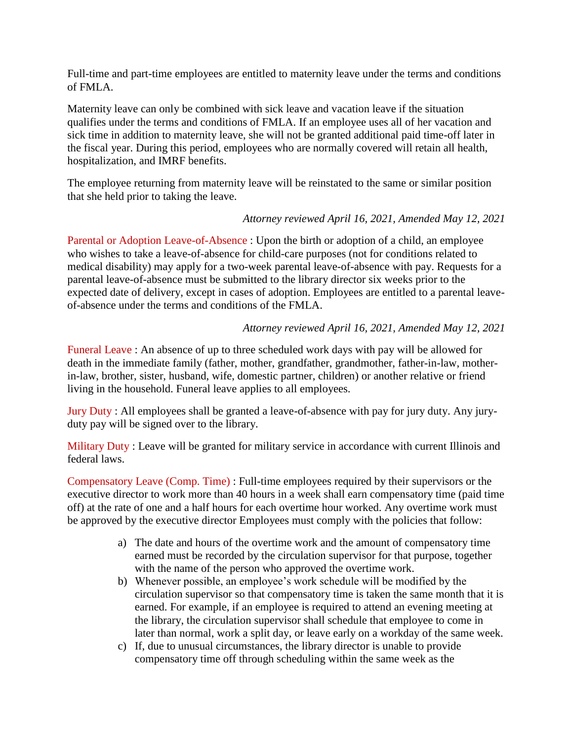Full-time and part-time employees are entitled to maternity leave under the terms and conditions of FMLA.

Maternity leave can only be combined with sick leave and vacation leave if the situation qualifies under the terms and conditions of FMLA. If an employee uses all of her vacation and sick time in addition to maternity leave, she will not be granted additional paid time-off later in the fiscal year. During this period, employees who are normally covered will retain all health, hospitalization, and IMRF benefits.

The employee returning from maternity leave will be reinstated to the same or similar position that she held prior to taking the leave.

*Attorney reviewed April 16, 2021, Amended May 12, 2021*

Parental or Adoption Leave-of-Absence : Upon the birth or adoption of a child, an employee who wishes to take a leave-of-absence for child-care purposes (not for conditions related to medical disability) may apply for a two-week parental leave-of-absence with pay. Requests for a parental leave-of-absence must be submitted to the library director six weeks prior to the expected date of delivery, except in cases of adoption. Employees are entitled to a parental leave-of-absence under the terms and conditions of the FMLA.

*Attorney reviewed April 16, 2021, Amended May 12, 2021*

Funeral Leave : An absence of up to three scheduled work days with pay will be allowed for death in the immediate family (father, mother, grandfather, grandmother, father-in-law, mother-in-law, brother, sister, husband, wife, domestic partner, children) or another relative or friend living in the household. Funeral leave applies to all employees.

Jury Duty : All employees shall be granted a leave-of-absence with pay for jury duty. Any jury-duty pay will be signed over to the library.

Military Duty : Leave will be granted for military service in accordance with current Illinois and federal laws.

Compensatory Leave (Comp. Time) : Full-time employees required by their supervisors or the executive director to work more than 40 hours in a week shall earn compensatory time (paid time off) at the rate of one and a half hours for each overtime hour worked. Any overtime work must be approved by the executive director Employees must comply with the policies that follow:

a) The date and hours of the overtime work and the amount of compensatory time earned must be recorded by the circulation supervisor for that purpose, together with the name of the person who approved the overtime work.
b) Whenever possible, an employee's work schedule will be modified by the circulation supervisor so that compensatory time is taken the same month that it is earned. For example, if an employee is required to attend an evening meeting at the library, the circulation supervisor shall schedule that employee to come in later than normal, work a split day, or leave early on a workday of the same week.
c) If, due to unusual circumstances, the library director is unable to provide compensatory time off through scheduling within the same week as the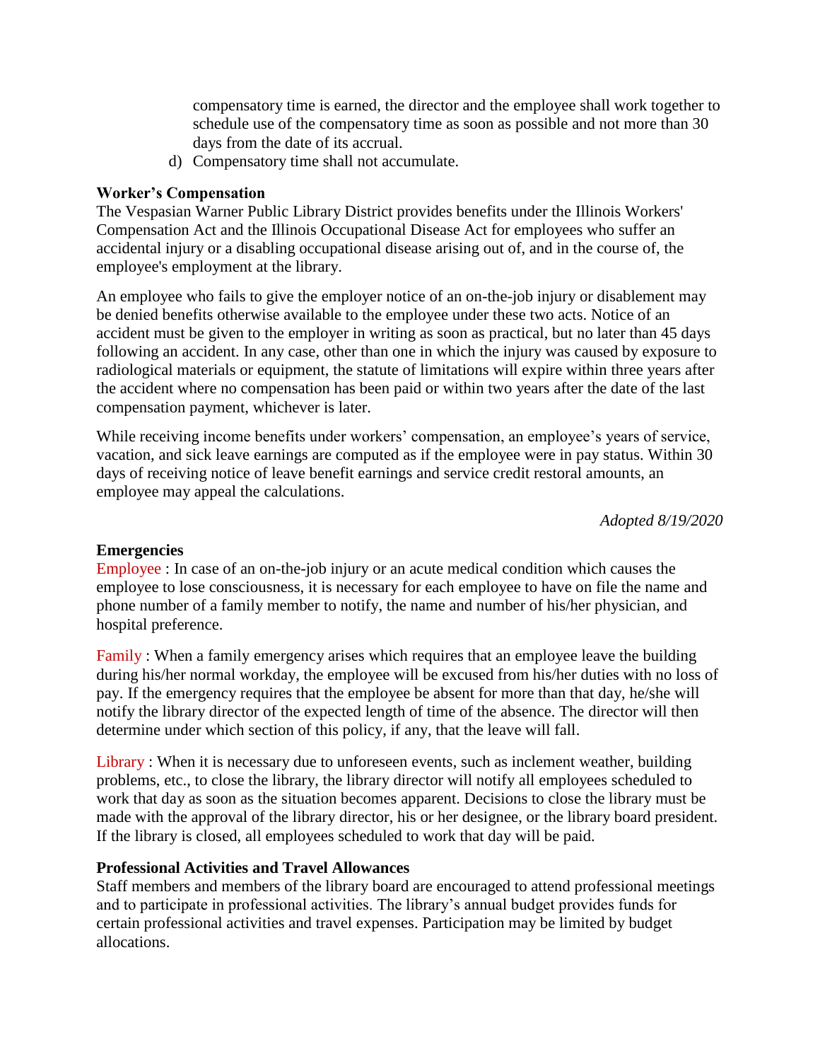compensatory time is earned, the director and the employee shall work together to schedule use of the compensatory time as soon as possible and not more than 30 days from the date of its accrual.

d) Compensatory time shall not accumulate.

**Worker's Compensation**

The Vespasian Warner Public Library District provides benefits under the Illinois Workers' Compensation Act and the Illinois Occupational Disease Act for employees who suffer an accidental injury or a disabling occupational disease arising out of, and in the course of, the employee's employment at the library.

An employee who fails to give the employer notice of an on-the-job injury or disablement may be denied benefits otherwise available to the employee under these two acts. Notice of an accident must be given to the employer in writing as soon as practical, but no later than 45 days following an accident. In any case, other than one in which the injury was caused by exposure to radiological materials or equipment, the statute of limitations will expire within three years after the accident where no compensation has been paid or within two years after the date of the last compensation payment, whichever is later.

While receiving income benefits under workers' compensation, an employee's years of service, vacation, and sick leave earnings are computed as if the employee were in pay status. Within 30 days of receiving notice of leave benefit earnings and service credit restoral amounts, an employee may appeal the calculations.

*Adopted 8/19/2020*

**Emergencies**

Employee : In case of an on-the-job injury or an acute medical condition which causes the employee to lose consciousness, it is necessary for each employee to have on file the name and phone number of a family member to notify, the name and number of his/her physician, and hospital preference.

Family : When a family emergency arises which requires that an employee leave the building during his/her normal workday, the employee will be excused from his/her duties with no loss of pay. If the emergency requires that the employee be absent for more than that day, he/she will notify the library director of the expected length of time of the absence. The director will then determine under which section of this policy, if any, that the leave will fall.

Library : When it is necessary due to unforeseen events, such as inclement weather, building problems, etc., to close the library, the library director will notify all employees scheduled to work that day as soon as the situation becomes apparent. Decisions to close the library must be made with the approval of the library director, his or her designee, or the library board president. If the library is closed, all employees scheduled to work that day will be paid.

**Professional Activities and Travel Allowances**

Staff members and members of the library board are encouraged to attend professional meetings and to participate in professional activities. The library's annual budget provides funds for certain professional activities and travel expenses. Participation may be limited by budget allocations.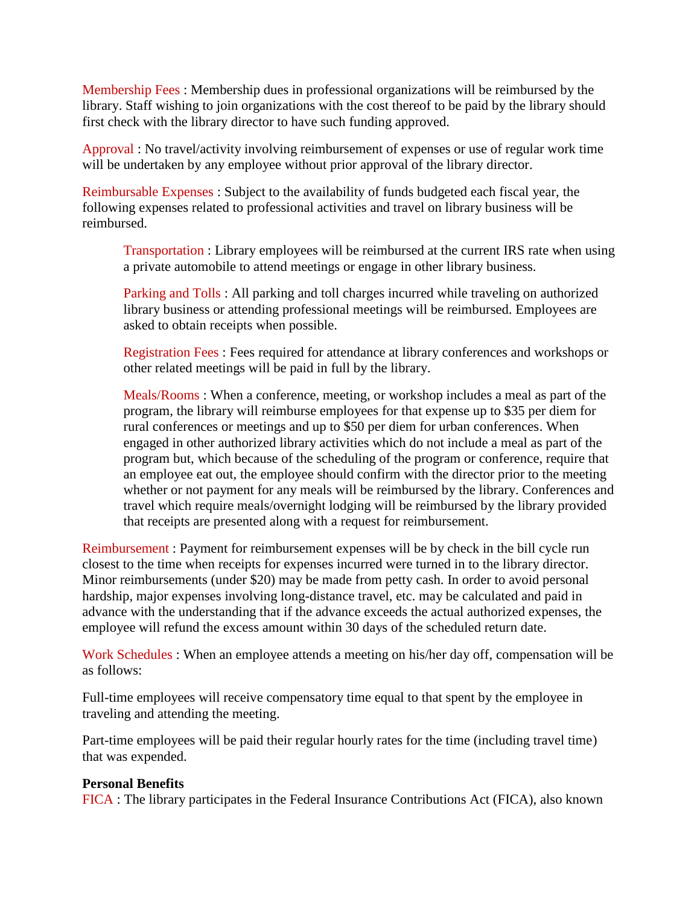Membership Fees : Membership dues in professional organizations will be reimbursed by the library. Staff wishing to join organizations with the cost thereof to be paid by the library should first check with the library director to have such funding approved.

Approval : No travel/activity involving reimbursement of expenses or use of regular work time will be undertaken by any employee without prior approval of the library director.

Reimbursable Expenses : Subject to the availability of funds budgeted each fiscal year, the following expenses related to professional activities and travel on library business will be reimbursed.

> Transportation : Library employees will be reimbursed at the current IRS rate when using a private automobile to attend meetings or engage in other library business.
>
> Parking and Tolls : All parking and toll charges incurred while traveling on authorized library business or attending professional meetings will be reimbursed. Employees are asked to obtain receipts when possible.
>
> Registration Fees : Fees required for attendance at library conferences and workshops or other related meetings will be paid in full by the library.
>
> Meals/Rooms : When a conference, meeting, or workshop includes a meal as part of the program, the library will reimburse employees for that expense up to $35 per diem for rural conferences or meetings and up to $50 per diem for urban conferences. When engaged in other authorized library activities which do not include a meal as part of the program but, which because of the scheduling of the program or conference, require that an employee eat out, the employee should confirm with the director prior to the meeting whether or not payment for any meals will be reimbursed by the library. Conferences and travel which require meals/overnight lodging will be reimbursed by the library provided that receipts are presented along with a request for reimbursement.

Reimbursement : Payment for reimbursement expenses will be by check in the bill cycle run closest to the time when receipts for expenses incurred were turned in to the library director. Minor reimbursements (under $20) may be made from petty cash. In order to avoid personal hardship, major expenses involving long-distance travel, etc. may be calculated and paid in advance with the understanding that if the advance exceeds the actual authorized expenses, the employee will refund the excess amount within 30 days of the scheduled return date.

Work Schedules : When an employee attends a meeting on his/her day off, compensation will be as follows:

Full-time employees will receive compensatory time equal to that spent by the employee in traveling and attending the meeting.

Part-time employees will be paid their regular hourly rates for the time (including travel time) that was expended.

**Personal Benefits**

FICA : The library participates in the Federal Insurance Contributions Act (FICA), also known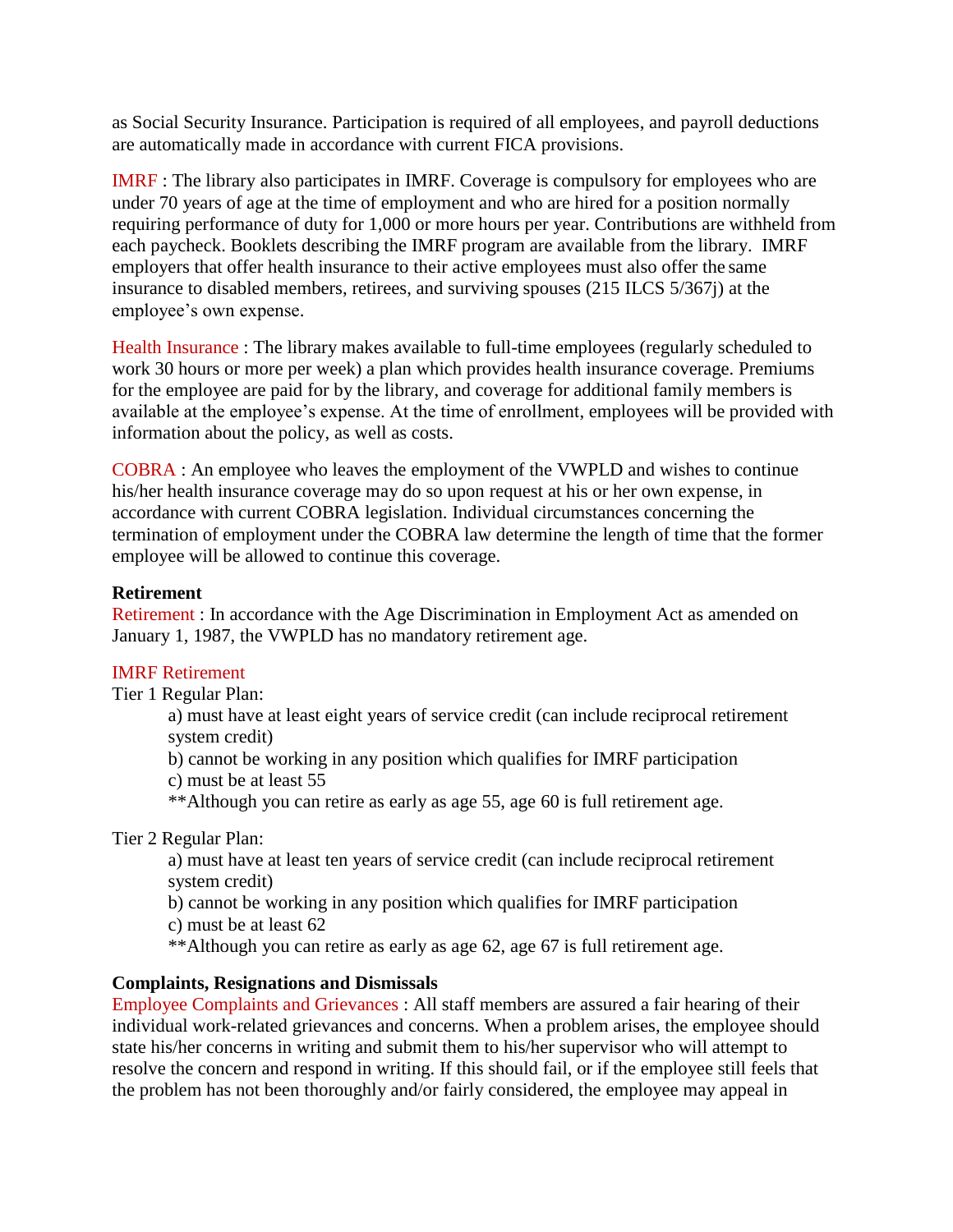as Social Security Insurance. Participation is required of all employees, and payroll deductions are automatically made in accordance with current FICA provisions.

IMRF : The library also participates in IMRF. Coverage is compulsory for employees who are under 70 years of age at the time of employment and who are hired for a position normally requiring performance of duty for 1,000 or more hours per year. Contributions are withheld from each paycheck. Booklets describing the IMRF program are available from the library. IMRF employers that offer health insurance to their active employees must also offer the same insurance to disabled members, retirees, and surviving spouses (215 ILCS 5/367j) at the employee's own expense.

Health Insurance : The library makes available to full-time employees (regularly scheduled to work 30 hours or more per week) a plan which provides health insurance coverage. Premiums for the employee are paid for by the library, and coverage for additional family members is available at the employee's expense. At the time of enrollment, employees will be provided with information about the policy, as well as costs.

COBRA : An employee who leaves the employment of the VWPLD and wishes to continue his/her health insurance coverage may do so upon request at his or her own expense, in accordance with current COBRA legislation. Individual circumstances concerning the termination of employment under the COBRA law determine the length of time that the former employee will be allowed to continue this coverage.

**Retirement**

Retirement : In accordance with the Age Discrimination in Employment Act as amended on January 1, 1987, the VWPLD has no mandatory retirement age.

IMRF Retirement

Tier 1 Regular Plan:

a) must have at least eight years of service credit (can include reciprocal retirement system credit)
b) cannot be working in any position which qualifies for IMRF participation
c) must be at least 55
**Although you can retire as early as age 55, age 60 is full retirement age.

Tier 2 Regular Plan:

a) must have at least ten years of service credit (can include reciprocal retirement system credit)
b) cannot be working in any position which qualifies for IMRF participation
c) must be at least 62
**Although you can retire as early as age 62, age 67 is full retirement age.

**Complaints, Resignations and Dismissals**

Employee Complaints and Grievances : All staff members are assured a fair hearing of their individual work-related grievances and concerns. When a problem arises, the employee should state his/her concerns in writing and submit them to his/her supervisor who will attempt to resolve the concern and respond in writing. If this should fail, or if the employee still feels that the problem has not been thoroughly and/or fairly considered, the employee may appeal in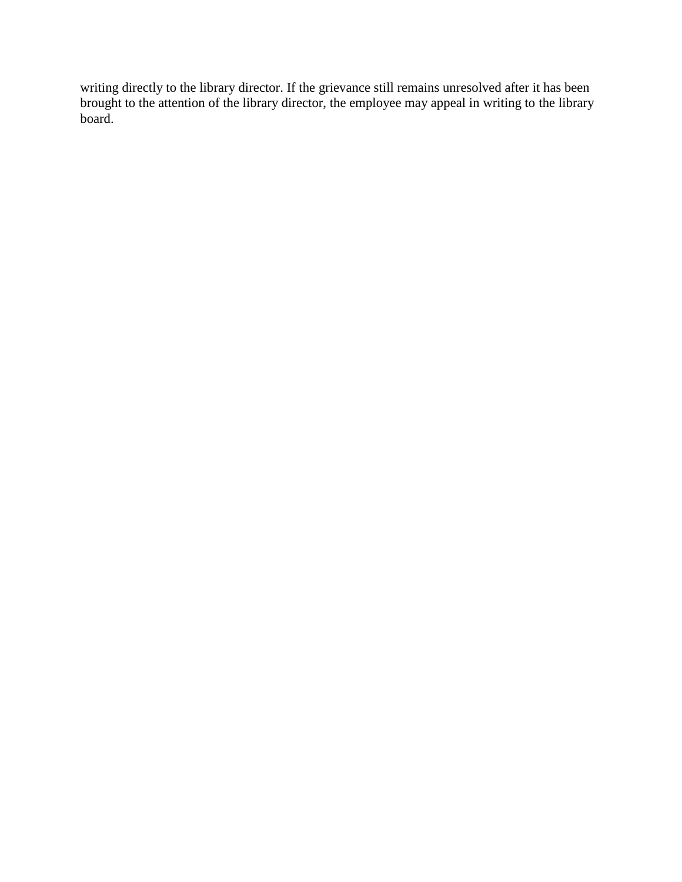writing directly to the library director. If the grievance still remains unresolved after it has been brought to the attention of the library director, the employee may appeal in writing to the library board.